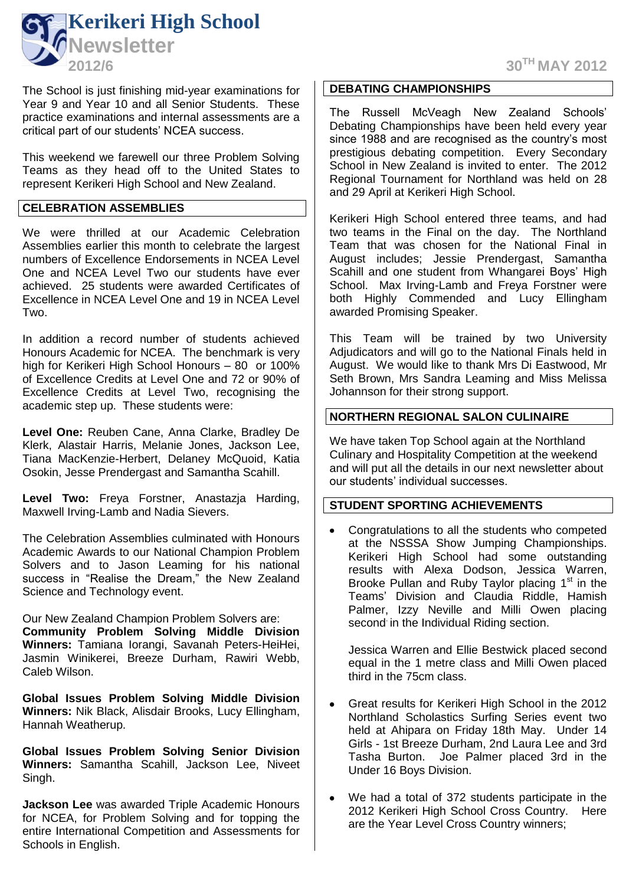# Kerikeri High School Newsletter

**2012/6** **30TH MAY 2012**

The School is just finishing mid-year examinations for Year 9 and Year 10 and all Senior Students. These practice examinations and internal assessments are a critical part of our students' NCEA success.

This weekend we farewell our three Problem Solving Teams as they head off to the United States to represent Kerikeri High School and New Zealand.

## CELEBRATION ASSEMBLIES

We were thrilled at our Academic Celebration Assemblies earlier this month to celebrate the largest numbers of Excellence Endorsements in NCEA Level One and NCEA Level Two our students have ever achieved. 25 students were awarded Certificates of Excellence in NCEA Level One and 19 in NCEA Level Two.

In addition a record number of students achieved Honours Academic for NCEA. The benchmark is very high for Kerikeri High School Honours – 80 or 100% of Excellence Credits at Level One and 72 or 90% of Excellence Credits at Level Two, recognising the academic step up. These students were:

**Level One:** Reuben Cane, Anna Clarke, Bradley De Klerk, Alastair Harris, Melanie Jones, Jackson Lee, Tiana MacKenzie-Herbert, Delaney McQuoid, Katia Osokin, Jesse Prendergast and Samantha Scahill.

**Level Two:** Freya Forstner, Anastazja Harding, Maxwell Irving-Lamb and Nadia Sievers.

The Celebration Assemblies culminated with Honours Academic Awards to our National Champion Problem Solvers and to Jason Leaming for his national success in "Realise the Dream," the New Zealand Science and Technology event.

Our New Zealand Champion Problem Solvers are:
**Community Problem Solving Middle Division Winners:** Tamiana Iorangi, Savanah Peters-HeiHei, Jasmin Winikerei, Breeze Durham, Rawiri Webb, Caleb Wilson.

**Global Issues Problem Solving Middle Division Winners:** Nik Black, Alisdair Brooks, Lucy Ellingham, Hannah Weatherup.

**Global Issues Problem Solving Senior Division Winners:** Samantha Scahill, Jackson Lee, Niveet Singh.

**Jackson Lee** was awarded Triple Academic Honours for NCEA, for Problem Solving and for topping the entire International Competition and Assessments for Schools in English.

## DEBATING CHAMPIONSHIPS

The Russell McVeagh New Zealand Schools' Debating Championships have been held every year since 1988 and are recognised as the country's most prestigious debating competition. Every Secondary School in New Zealand is invited to enter. The 2012 Regional Tournament for Northland was held on 28 and 29 April at Kerikeri High School.

Kerikeri High School entered three teams, and had two teams in the Final on the day. The Northland Team that was chosen for the National Final in August includes; Jessie Prendergast, Samantha Scahill and one student from Whangarei Boys' High School. Max Irving-Lamb and Freya Forstner were both Highly Commended and Lucy Ellingham awarded Promising Speaker.

This Team will be trained by two University Adjudicators and will go to the National Finals held in August. We would like to thank Mrs Di Eastwood, Mr Seth Brown, Mrs Sandra Leaming and Miss Melissa Johannson for their strong support.

## NORTHERN REGIONAL SALON CULINAIRE

We have taken Top School again at the Northland Culinary and Hospitality Competition at the weekend and will put all the details in our next newsletter about our students' individual successes.

## STUDENT SPORTING ACHIEVEMENTS

- Congratulations to all the students who competed at the NSSSA Show Jumping Championships. Kerikeri High School had some outstanding results with Alexa Dodson, Jessica Warren, Brooke Pullan and Ruby Taylor placing 1st in the Teams' Division and Claudia Riddle, Hamish Palmer, Izzy Neville and Milli Owen placing second in the Individual Riding section.

  Jessica Warren and Ellie Bestwick placed second equal in the 1 metre class and Milli Owen placed third in the 75cm class.

- Great results for Kerikeri High School in the 2012 Northland Scholastics Surfing Series event two held at Ahipara on Friday 18th May. Under 14 Girls - 1st Breeze Durham, 2nd Laura Lee and 3rd Tasha Burton. Joe Palmer placed 3rd in the Under 16 Boys Division.

- We had a total of 372 students participate in the 2012 Kerikeri High School Cross Country. Here are the Year Level Cross Country winners;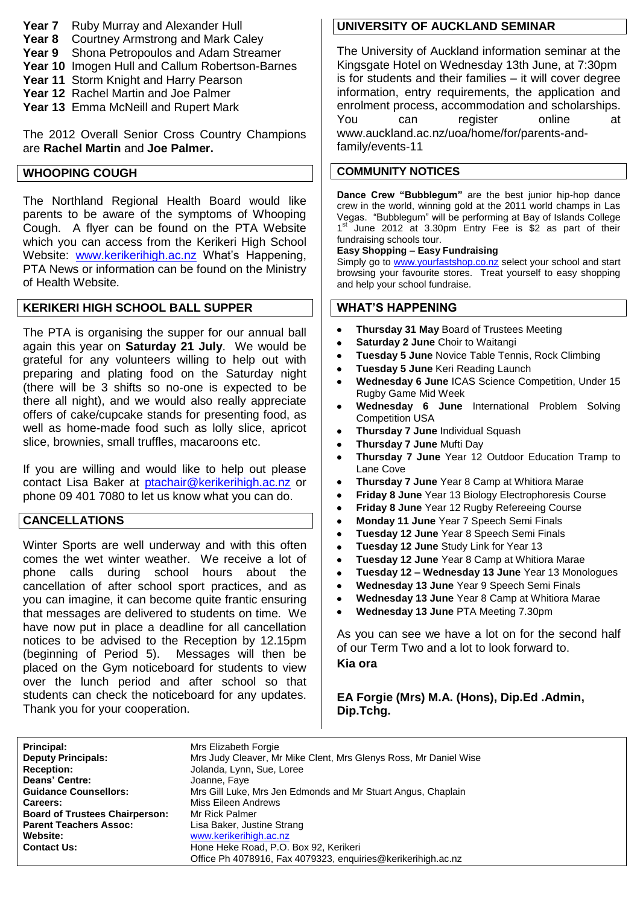**Year 7** Ruby Murray and Alexander Hull
**Year 8** Courtney Armstrong and Mark Caley
**Year 9** Shona Petropoulos and Adam Streamer
**Year 10** Imogen Hull and Callum Robertson-Barnes
**Year 11** Storm Knight and Harry Pearson
**Year 12** Rachel Martin and Joe Palmer
**Year 13** Emma McNeill and Rupert Mark

The 2012 Overall Senior Cross Country Champions are **Rachel Martin** and **Joe Palmer.**

## WHOOPING COUGH

The Northland Regional Health Board would like parents to be aware of the symptoms of Whooping Cough. A flyer can be found on the PTA Website which you can access from the Kerikeri High School Website: www.kerikerihigh.ac.nz What's Happening, PTA News or information can be found on the Ministry of Health Website.

## KERIKERI HIGH SCHOOL BALL SUPPER

The PTA is organising the supper for our annual ball again this year on **Saturday 21 July**. We would be grateful for any volunteers willing to help out with preparing and plating food on the Saturday night (there will be 3 shifts so no-one is expected to be there all night), and we would also really appreciate offers of cake/cupcake stands for presenting food, as well as home-made food such as lolly slice, apricot slice, brownies, small truffles, macaroons etc.

If you are willing and would like to help out please contact Lisa Baker at ptachair@kerikerihigh.ac.nz or phone 09 401 7080 to let us know what you can do.

## CANCELLATIONS

Winter Sports are well underway and with this often comes the wet winter weather. We receive a lot of phone calls during school hours about the cancellation of after school sport practices, and as you can imagine, it can become quite frantic ensuring that messages are delivered to students on time. We have now put in place a deadline for all cancellation notices to be advised to the Reception by 12.15pm (beginning of Period 5). Messages will then be placed on the Gym noticeboard for students to view over the lunch period and after school so that students can check the noticeboard for any updates. Thank you for your cooperation.

## UNIVERSITY OF AUCKLAND SEMINAR

The University of Auckland information seminar at the Kingsgate Hotel on Wednesday 13th June, at 7:30pm is for students and their families – it will cover degree information, entry requirements, the application and enrolment process, accommodation and scholarships. You can register online at www.auckland.ac.nz/uoa/home/for/parents-and-family/events-11

## COMMUNITY NOTICES

**Dance Crew "Bubblegum"** are the best junior hip-hop dance crew in the world, winning gold at the 2011 world champs in Las Vegas. "Bubblegum" will be performing at Bay of Islands College 1st June 2012 at 3.30pm Entry Fee is $2 as part of their fundraising schools tour.

**Easy Shopping – Easy Fundraising**
Simply go to www.yourfastshop.co.nz select your school and start browsing your favourite stores. Treat yourself to easy shopping and help your school fundraise.

## WHAT'S HAPPENING

- **Thursday 31 May** Board of Trustees Meeting
- **Saturday 2 June** Choir to Waitangi
- **Tuesday 5 June** Novice Table Tennis, Rock Climbing
- **Tuesday 5 June** Keri Reading Launch
- **Wednesday 6 June** ICAS Science Competition, Under 15 Rugby Game Mid Week
- **Wednesday 6 June** International Problem Solving Competition USA
- **Thursday 7 June** Individual Squash
- **Thursday 7 June** Mufti Day
- **Thursday 7 June** Year 12 Outdoor Education Tramp to Lane Cove
- **Thursday 7 June** Year 8 Camp at Whitiora Marae
- **Friday 8 June** Year 13 Biology Electrophoresis Course
- **Friday 8 June** Year 12 Rugby Refereeing Course
- **Monday 11 June** Year 7 Speech Semi Finals
- **Tuesday 12 June** Year 8 Speech Semi Finals
- **Tuesday 12 June** Study Link for Year 13
- **Tuesday 12 June** Year 8 Camp at Whitiora Marae
- **Tuesday 12 – Wednesday 13 June** Year 13 Monologues
- **Wednesday 13 June** Year 9 Speech Semi Finals
- **Wednesday 13 June** Year 8 Camp at Whitiora Marae
- **Wednesday 13 June** PTA Meeting 7.30pm

As you can see we have a lot on for the second half of our Term Two and a lot to look forward to.

**Kia ora**

**EA Forgie (Mrs) M.A. (Hons), Dip.Ed .Admin, Dip.Tchg.**

| | |
|---|---|
| **Principal:** | Mrs Elizabeth Forgie |
| **Deputy Principals:** | Mrs Judy Cleaver, Mr Mike Clent, Mrs Glenys Ross, Mr Daniel Wise |
| **Reception:** | Jolanda, Lynn, Sue, Loree |
| **Deans' Centre:** | Joanne, Faye |
| **Guidance Counsellors:** | Mrs Gill Luke, Mrs Jen Edmonds and Mr Stuart Angus, Chaplain |
| **Careers:** | Miss Eileen Andrews |
| **Board of Trustees Chairperson:** | Mr Rick Palmer |
| **Parent Teachers Assoc:** | Lisa Baker, Justine Strang |
| **Website:** | www.kerikerihigh.ac.nz |
| **Contact Us:** | Hone Heke Road, P.O. Box 92, Kerikeri<br>Office Ph 4078916, Fax 4079323, enquiries@kerikerihigh.ac.nz |